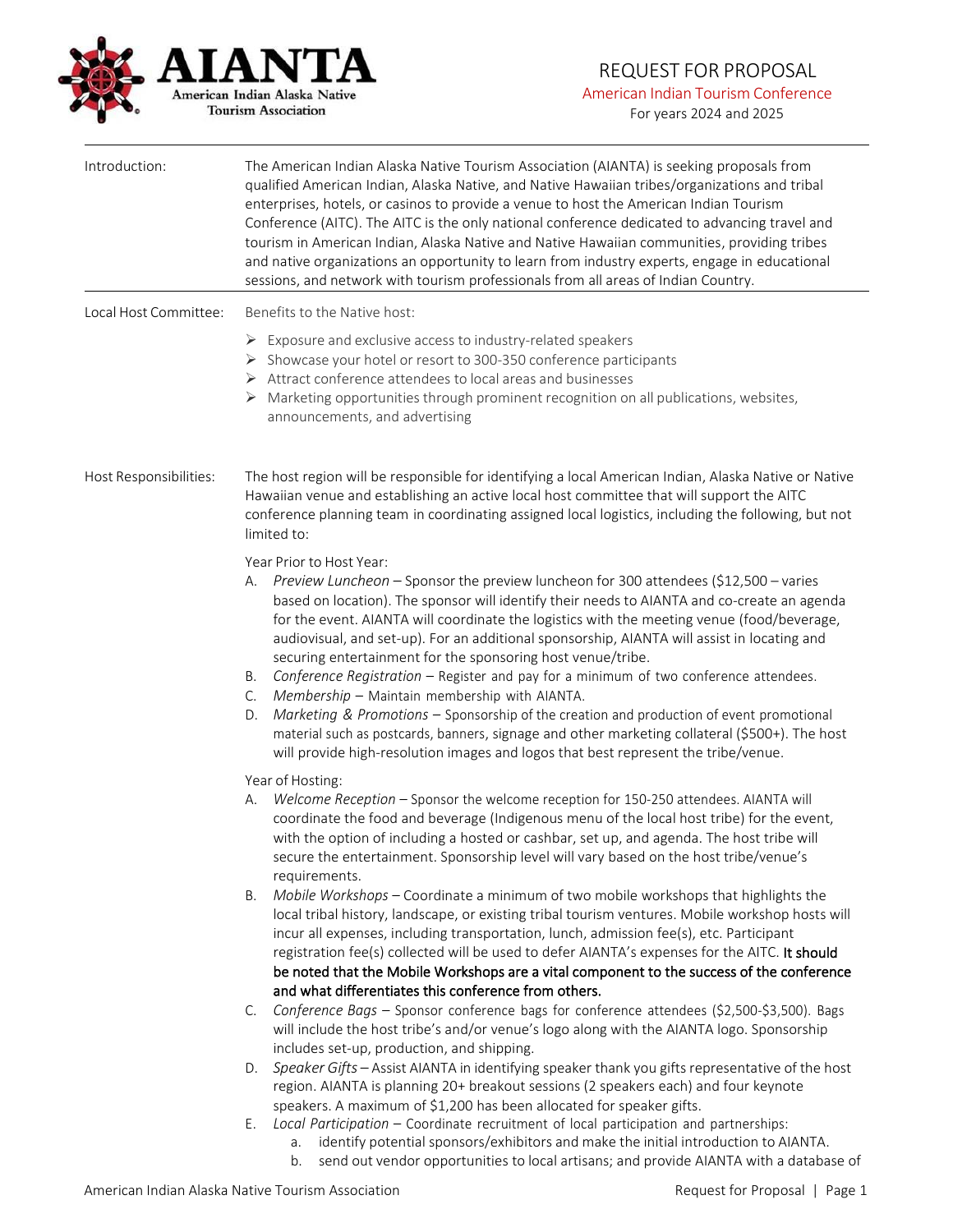AIANTA
American Indian Alaska Native Tourism Association

# REQUEST FOR PROPOSAL

## American Indian Tourism Conference

For years 2024 and 2025

---

**Introduction:**

The American Indian Alaska Native Tourism Association (AIANTA) is seeking proposals from qualified American Indian, Alaska Native, and Native Hawaiian tribes/organizations and tribal enterprises, hotels, or casinos to provide a venue to host the American Indian Tourism Conference (AITC). The AITC is the only national conference dedicated to advancing travel and tourism in American Indian, Alaska Native and Native Hawaiian communities, providing tribes and native organizations an opportunity to learn from industry experts, engage in educational sessions, and network with tourism professionals from all areas of Indian Country.

---

**Local Host Committee:**

Benefits to the Native host:

- Exposure and exclusive access to industry-related speakers
- Showcase your hotel or resort to 300-350 conference participants
- Attract conference attendees to local areas and businesses
- Marketing opportunities through prominent recognition on all publications, websites, announcements, and advertising

**Host Responsibilities:**

The host region will be responsible for identifying a local American Indian, Alaska Native or Native Hawaiian venue and establishing an active local host committee that will support the AITC conference planning team in coordinating assigned local logistics, including the following, but not limited to:

Year Prior to Host Year:

A. *Preview Luncheon* – Sponsor the preview luncheon for 300 attendees ($12,500 – varies based on location). The sponsor will identify their needs to AIANTA and co-create an agenda for the event. AIANTA will coordinate the logistics with the meeting venue (food/beverage, audiovisual, and set-up). For an additional sponsorship, AIANTA will assist in locating and securing entertainment for the sponsoring host venue/tribe.
B. *Conference Registration* – Register and pay for a minimum of two conference attendees.
C. *Membership* – Maintain membership with AIANTA.
D. *Marketing & Promotions* – Sponsorship of the creation and production of event promotional material such as postcards, banners, signage and other marketing collateral ($500+). The host will provide high-resolution images and logos that best represent the tribe/venue.

Year of Hosting:

A. *Welcome Reception* – Sponsor the welcome reception for 150-250 attendees. AIANTA will coordinate the food and beverage (Indigenous menu of the local host tribe) for the event, with the option of including a hosted or cashbar, set up, and agenda. The host tribe will secure the entertainment. Sponsorship level will vary based on the host tribe/venue's requirements.
B. *Mobile Workshops* – Coordinate a minimum of two mobile workshops that highlights the local tribal history, landscape, or existing tribal tourism ventures. Mobile workshop hosts will incur all expenses, including transportation, lunch, admission fee(s), etc. Participant registration fee(s) collected will be used to defer AIANTA's expenses for the AITC. **It should be noted that the Mobile Workshops are a vital component to the success of the conference and what differentiates this conference from others.**
C. *Conference Bags* – Sponsor conference bags for conference attendees ($2,500-$3,500). Bags will include the host tribe's and/or venue's logo along with the AIANTA logo. Sponsorship includes set-up, production, and shipping.
D. *Speaker Gifts* – Assist AIANTA in identifying speaker thank you gifts representative of the host region. AIANTA is planning 20+ breakout sessions (2 speakers each) and four keynote speakers. A maximum of $1,200 has been allocated for speaker gifts.
E. *Local Participation* – Coordinate recruitment of local participation and partnerships:
    a. identify potential sponsors/exhibitors and make the initial introduction to AIANTA.
    b. send out vendor opportunities to local artisans; and provide AIANTA with a database of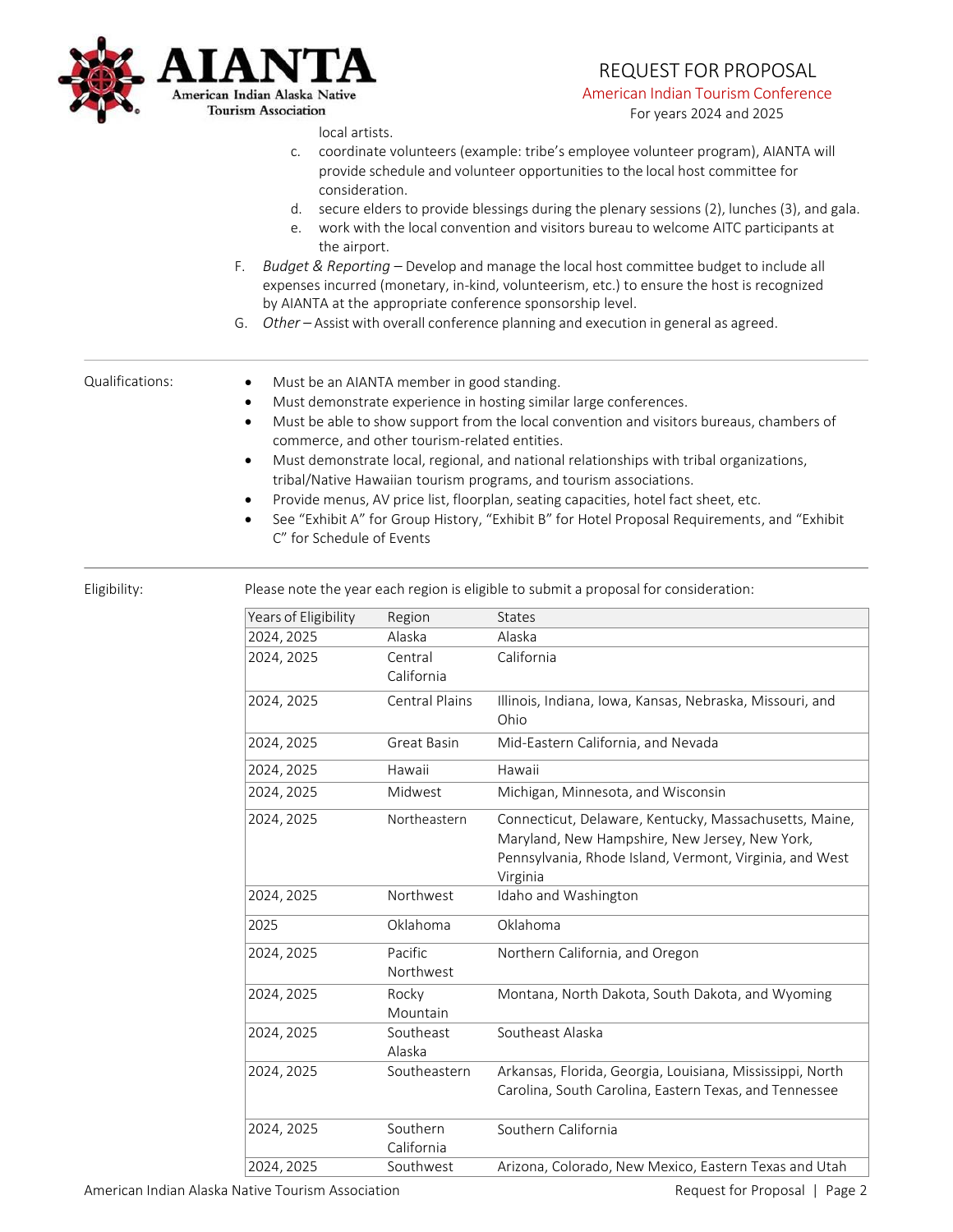local artists.

   c. coordinate volunteers (example: tribe's employee volunteer program), AIANTA will provide schedule and volunteer opportunities to the local host committee for consideration.
   d. secure elders to provide blessings during the plenary sessions (2), lunches (3), and gala.
   e. work with the local convention and visitors bureau to welcome AITC participants at the airport.

F. *Budget & Reporting* – Develop and manage the local host committee budget to include all expenses incurred (monetary, in-kind, volunteerism, etc.) to ensure the host is recognized by AIANTA at the appropriate conference sponsorship level.

G. *Other* – Assist with overall conference planning and execution in general as agreed.

---

Qualifications:

- Must be an AIANTA member in good standing.
- Must demonstrate experience in hosting similar large conferences.
- Must be able to show support from the local convention and visitors bureaus, chambers of commerce, and other tourism-related entities.
- Must demonstrate local, regional, and national relationships with tribal organizations, tribal/Native Hawaiian tourism programs, and tourism associations.
- Provide menus, AV price list, floorplan, seating capacities, hotel fact sheet, etc.
- See "Exhibit A" for Group History, "Exhibit B" for Hotel Proposal Requirements, and "Exhibit C" for Schedule of Events

---

Eligibility:

Please note the year each region is eligible to submit a proposal for consideration:

| Years of Eligibility | Region | States |
|---|---|---|
| 2024, 2025 | Alaska | Alaska |
| 2024, 2025 | Central California | California |
| 2024, 2025 | Central Plains | Illinois, Indiana, Iowa, Kansas, Nebraska, Missouri, and Ohio |
| 2024, 2025 | Great Basin | Mid-Eastern California, and Nevada |
| 2024, 2025 | Hawaii | Hawaii |
| 2024, 2025 | Midwest | Michigan, Minnesota, and Wisconsin |
| 2024, 2025 | Northeastern | Connecticut, Delaware, Kentucky, Massachusetts, Maine, Maryland, New Hampshire, New Jersey, New York, Pennsylvania, Rhode Island, Vermont, Virginia, and West Virginia |
| 2024, 2025 | Northwest | Idaho and Washington |
| 2025 | Oklahoma | Oklahoma |
| 2024, 2025 | Pacific Northwest | Northern California, and Oregon |
| 2024, 2025 | Rocky Mountain | Montana, North Dakota, South Dakota, and Wyoming |
| 2024, 2025 | Southeast Alaska | Southeast Alaska |
| 2024, 2025 | Southeastern | Arkansas, Florida, Georgia, Louisiana, Mississippi, North Carolina, South Carolina, Eastern Texas, and Tennessee |
| 2024, 2025 | Southern California | Southern California |
| 2024, 2025 | Southwest | Arizona, Colorado, New Mexico, Eastern Texas and Utah |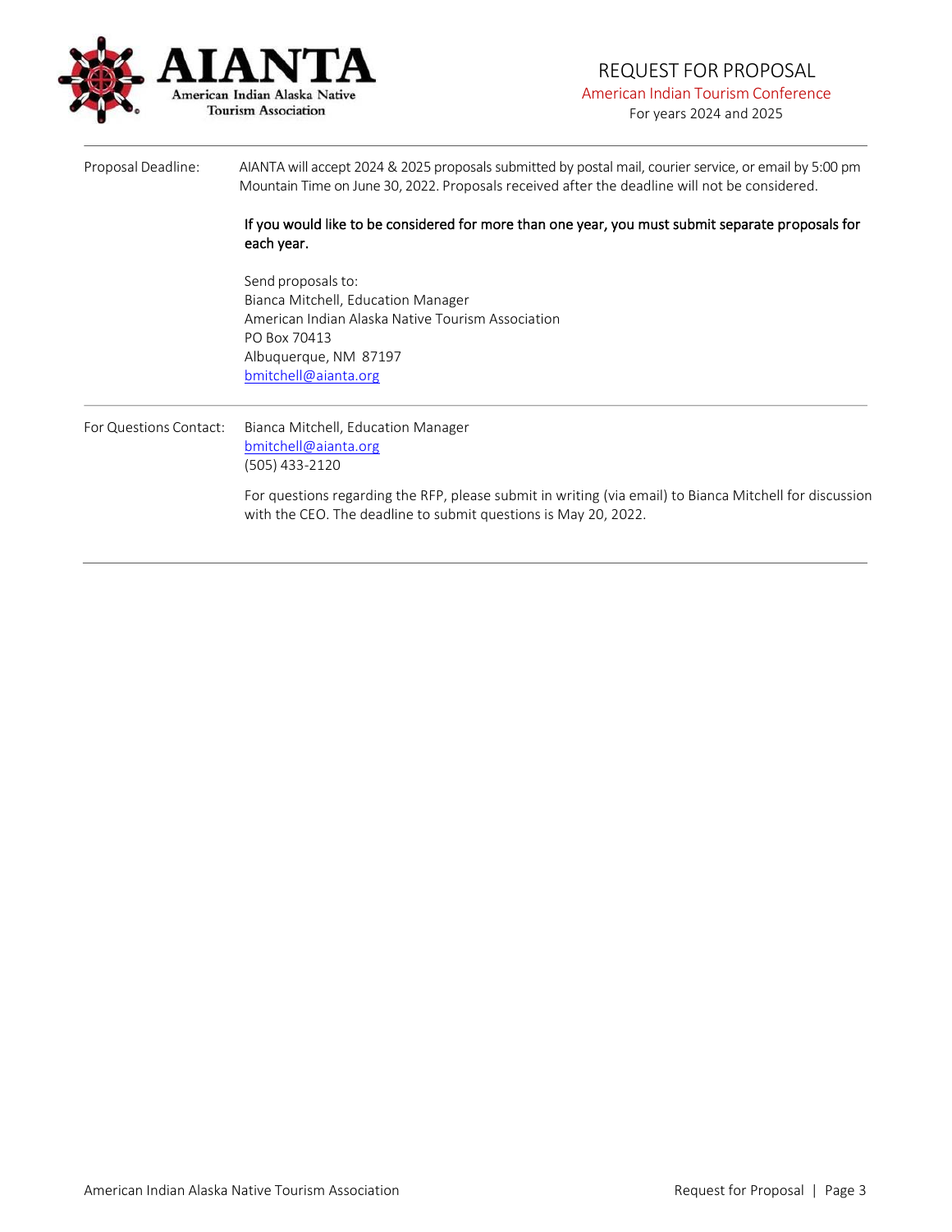# REQUEST FOR PROPOSAL

## American Indian Tourism Conference

For years 2024 and 2025

---

**Proposal Deadline:** AIANTA will accept 2024 & 2025 proposals submitted by postal mail, courier service, or email by 5:00 pm Mountain Time on June 30, 2022. Proposals received after the deadline will not be considered.

If you would like to be considered for more than one year, you must submit separate proposals for each year.

Send proposals to:
Bianca Mitchell, Education Manager
American Indian Alaska Native Tourism Association
PO Box 70413
Albuquerque, NM 87197
bmitchell@aianta.org

---

**For Questions Contact:** Bianca Mitchell, Education Manager
bmitchell@aianta.org
(505) 433-2120

For questions regarding the RFP, please submit in writing (via email) to Bianca Mitchell for discussion with the CEO. The deadline to submit questions is May 20, 2022.

---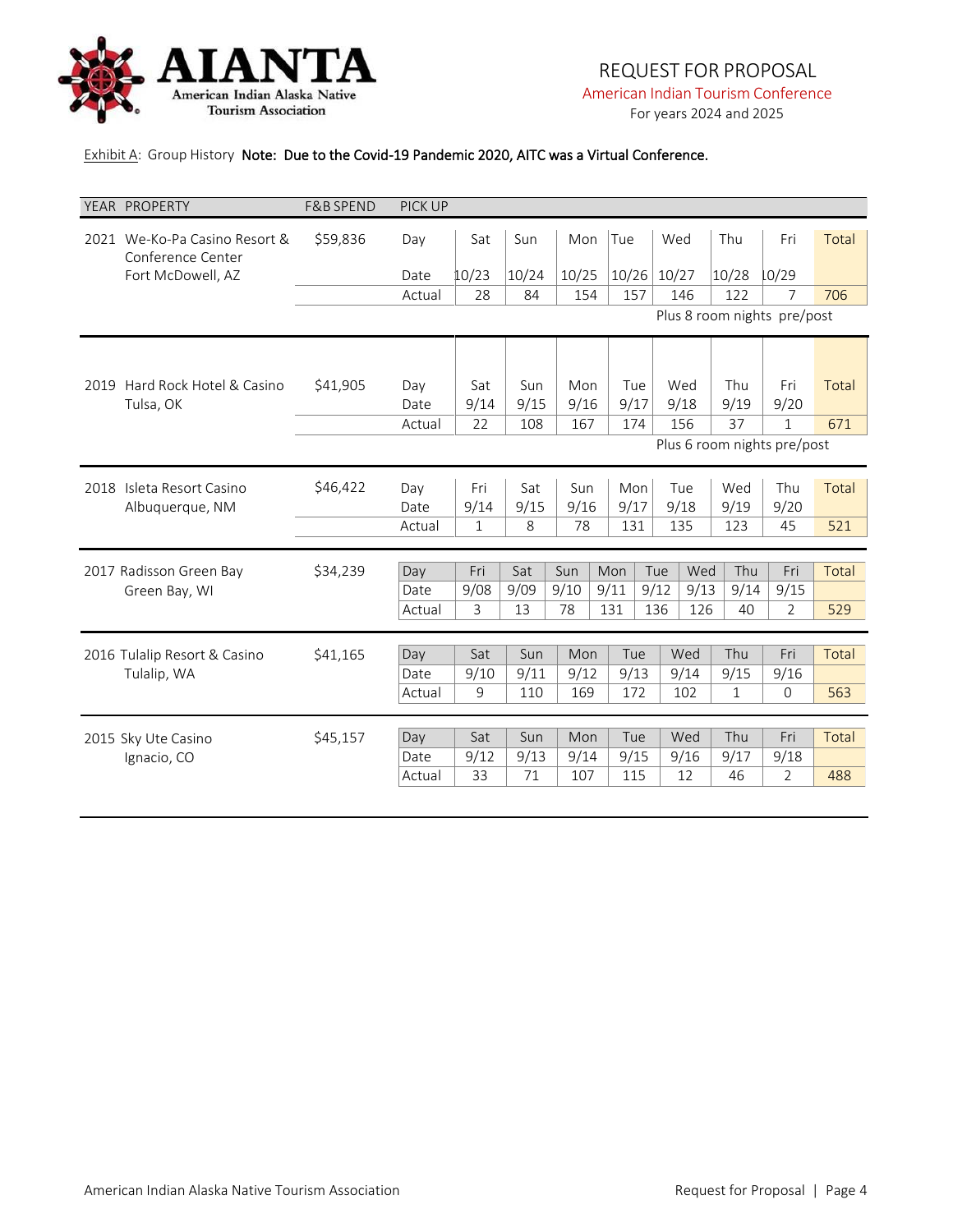# REQUEST FOR PROPOSAL

American Indian Tourism Conference

For years 2024 and 2025

Exhibit A: Group History **Note: Due to the Covid-19 Pandemic 2020, AITC was a Virtual Conference.**

| YEAR | PROPERTY | F&B SPEND | PICK UP | | | | | | | | |
|---|---|---|---|---|---|---|---|---|---|---|---|
| 2021 | We-Ko-Pa Casino Resort & Conference Center Fort McDowell, AZ | $59,836 | Day | Sat | Sun | Mon | Tue | Wed | Thu | Fri | Total |
| | | | Date | 10/23 | 10/24 | 10/25 | 10/26 | 10/27 | 10/28 | 10/29 | |
| | | | Actual | 28 | 84 | 154 | 157 | 146 | 122 | 7 | 706 |
| | | | Plus 8 room nights pre/post | | | | | | | | |
| 2019 | Hard Rock Hotel & Casino Tulsa, OK | $41,905 | Day | Sat | Sun | Mon | Tue | Wed | Thu | Fri | Total |
| | | | Date | 9/14 | 9/15 | 9/16 | 9/17 | 9/18 | 9/19 | 9/20 | |
| | | | Actual | 22 | 108 | 167 | 174 | 156 | 37 | 1 | 671 |
| | | | Plus 6 room nights pre/post | | | | | | | | |
| 2018 | Isleta Resort Casino Albuquerque, NM | $46,422 | Day | Fri | Sat | Sun | Mon | Tue | Wed | Thu | Total |
| | | | Date | 9/14 | 9/15 | 9/16 | 9/17 | 9/18 | 9/19 | 9/20 | |
| | | | Actual | 1 | 8 | 78 | 131 | 135 | 123 | 45 | 521 |

| YEAR | PROPERTY | F&B SPEND | PICK UP | | | | | | | | | |
|---|---|---|---|---|---|---|---|---|---|---|---|---|
| 2017 | Radisson Green Bay Green Bay, WI | $34,239 | Day | Fri | Sat | Sun | Mon | Tue | Wed | Thu | Fri | Total |
| | | | Date | 9/08 | 9/09 | 9/10 | 9/11 | 9/12 | 9/13 | 9/14 | 9/15 | |
| | | | Actual | 3 | 13 | 78 | 131 | 136 | 126 | 40 | 2 | 529 |

| YEAR | PROPERTY | F&B SPEND | PICK UP | | | | | | | | |
|---|---|---|---|---|---|---|---|---|---|---|---|
| 2016 | Tulalip Resort & Casino Tulalip, WA | $41,165 | Day | Sat | Sun | Mon | Tue | Wed | Thu | Fri | Total |
| | | | Date | 9/10 | 9/11 | 9/12 | 9/13 | 9/14 | 9/15 | 9/16 | |
| | | | Actual | 9 | 110 | 169 | 172 | 102 | 1 | 0 | 563 |
| 2015 | Sky Ute Casino Ignacio, CO | $45,157 | Day | Sat | Sun | Mon | Tue | Wed | Thu | Fri | Total |
| | | | Date | 9/12 | 9/13 | 9/14 | 9/15 | 9/16 | 9/17 | 9/18 | |
| | | | Actual | 33 | 71 | 107 | 115 | 12 | 46 | 2 | 488 |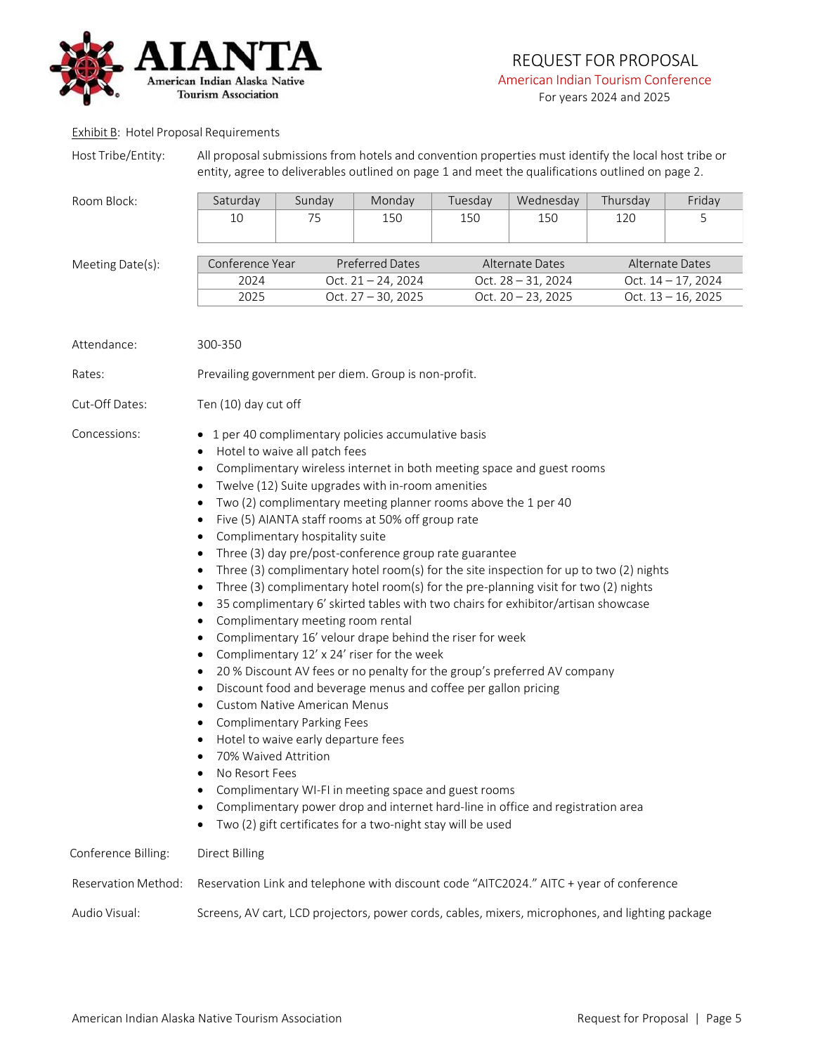REQUEST FOR PROPOSAL

American Indian Tourism Conference

For years 2024 and 2025

Exhibit B: Hotel Proposal Requirements

**Host Tribe/Entity:** All proposal submissions from hotels and convention properties must identify the local host tribe or entity, agree to deliverables outlined on page 1 and meet the qualifications outlined on page 2.

**Room Block:**

| Saturday | Sunday | Monday | Tuesday | Wednesday | Thursday | Friday |
|---|---|---|---|---|---|---|
| 10 | 75 | 150 | 150 | 150 | 120 | 5 |

**Meeting Date(s):**

| Conference Year | Preferred Dates | Alternate Dates | Alternate Dates |
|---|---|---|---|
| 2024 | Oct. 21 – 24, 2024 | Oct. 28 – 31, 2024 | Oct. 14 – 17, 2024 |
| 2025 | Oct. 27 – 30, 2025 | Oct. 20 – 23, 2025 | Oct. 13 – 16, 2025 |

**Attendance:** 300-350

**Rates:** Prevailing government per diem. Group is non-profit.

**Cut-Off Dates:** Ten (10) day cut off

**Concessions:**

- 1 per 40 complimentary policies accumulative basis
- Hotel to waive all patch fees
- Complimentary wireless internet in both meeting space and guest rooms
- Twelve (12) Suite upgrades with in-room amenities
- Two (2) complimentary meeting planner rooms above the 1 per 40
- Five (5) AIANTA staff rooms at 50% off group rate
- Complimentary hospitality suite
- Three (3) day pre/post-conference group rate guarantee
- Three (3) complimentary hotel room(s) for the site inspection for up to two (2) nights
- Three (3) complimentary hotel room(s) for the pre-planning visit for two (2) nights
- 35 complimentary 6' skirted tables with two chairs for exhibitor/artisan showcase
- Complimentary meeting room rental
- Complimentary 16' velour drape behind the riser for week
- Complimentary 12' x 24' riser for the week
- 20 % Discount AV fees or no penalty for the group's preferred AV company
- Discount food and beverage menus and coffee per gallon pricing
- Custom Native American Menus
- Complimentary Parking Fees
- Hotel to waive early departure fees
- 70% Waived Attrition
- No Resort Fees
- Complimentary WI-FI in meeting space and guest rooms
- Complimentary power drop and internet hard-line in office and registration area
- Two (2) gift certificates for a two-night stay will be used

**Conference Billing:** Direct Billing

**Reservation Method:** Reservation Link and telephone with discount code "AITC2024." AITC + year of conference

**Audio Visual:** Screens, AV cart, LCD projectors, power cords, cables, mixers, microphones, and lighting package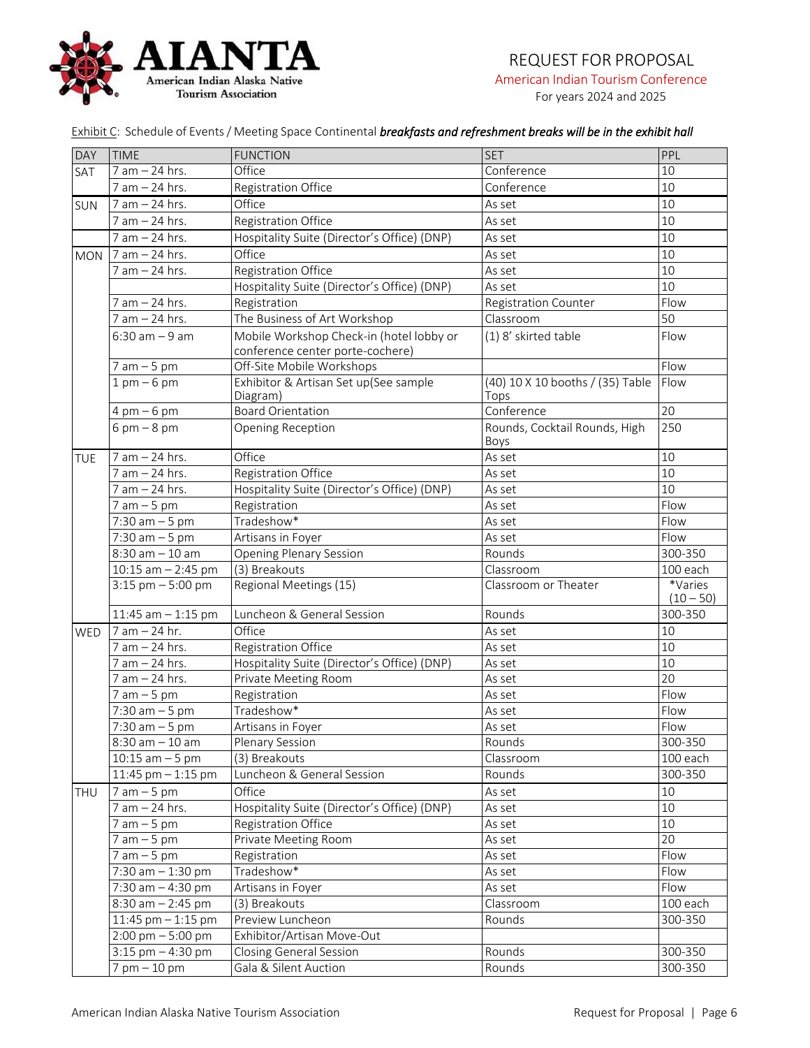Exhibit C: Schedule of Events / Meeting Space Continental ***breakfasts and refreshment breaks will be in the exhibit hall***

| DAY | TIME | FUNCTION | SET | PPL |
|---|---|---|---|---|
| SAT | 7 am – 24 hrs. | Office | Conference | 10 |
| | 7 am – 24 hrs. | Registration Office | Conference | 10 |
| SUN | 7 am – 24 hrs. | Office | As set | 10 |
| | 7 am – 24 hrs. | Registration Office | As set | 10 |
| | 7 am – 24 hrs. | Hospitality Suite (Director's Office) (DNP) | As set | 10 |
| MON | 7 am – 24 hrs. | Office | As set | 10 |
| | 7 am – 24 hrs. | Registration Office | As set | 10 |
| | | Hospitality Suite (Director's Office) (DNP) | As set | 10 |
| | 7 am – 24 hrs. | Registration | Registration Counter | Flow |
| | 7 am – 24 hrs. | The Business of Art Workshop | Classroom | 50 |
| | 6:30 am – 9 am | Mobile Workshop Check-in (hotel lobby or conference center porte-cochere) | (1) 8' skirted table | Flow |
| | 7 am – 5 pm | Off-Site Mobile Workshops | | Flow |
| | 1 pm – 6 pm | Exhibitor & Artisan Set up(See sample Diagram) | (40) 10 X 10 booths / (35) Table Tops | Flow |
| | 4 pm – 6 pm | Board Orientation | Conference | 20 |
| | 6 pm – 8 pm | Opening Reception | Rounds, Cocktail Rounds, High Boys | 250 |
| TUE | 7 am – 24 hrs. | Office | As set | 10 |
| | 7 am – 24 hrs. | Registration Office | As set | 10 |
| | 7 am – 24 hrs. | Hospitality Suite (Director's Office) (DNP) | As set | 10 |
| | 7 am – 5 pm | Registration | As set | Flow |
| | 7:30 am – 5 pm | Tradeshow* | As set | Flow |
| | 7:30 am – 5 pm | Artisans in Foyer | As set | Flow |
| | 8:30 am – 10 am | Opening Plenary Session | Rounds | 300-350 |
| | 10:15 am – 2:45 pm | (3) Breakouts | Classroom | 100 each |
| | 3:15 pm – 5:00 pm | Regional Meetings (15) | Classroom or Theater | *Varies (10 – 50) |
| | 11:45 am – 1:15 pm | Luncheon & General Session | Rounds | 300-350 |
| WED | 7 am – 24 hr. | Office | As set | 10 |
| | 7 am – 24 hrs. | Registration Office | As set | 10 |
| | 7 am – 24 hrs. | Hospitality Suite (Director's Office) (DNP) | As set | 10 |
| | 7 am – 24 hrs. | Private Meeting Room | As set | 20 |
| | 7 am – 5 pm | Registration | As set | Flow |
| | 7:30 am – 5 pm | Tradeshow* | As set | Flow |
| | 7:30 am – 5 pm | Artisans in Foyer | As set | Flow |
| | 8:30 am – 10 am | Plenary Session | Rounds | 300-350 |
| | 10:15 am – 5 pm | (3) Breakouts | Classroom | 100 each |
| | 11:45 pm – 1:15 pm | Luncheon & General Session | Rounds | 300-350 |
| THU | 7 am – 5 pm | Office | As set | 10 |
| | 7 am – 24 hrs. | Hospitality Suite (Director's Office) (DNP) | As set | 10 |
| | 7 am – 5 pm | Registration Office | As set | 10 |
| | 7 am – 5 pm | Private Meeting Room | As set | 20 |
| | 7 am – 5 pm | Registration | As set | Flow |
| | 7:30 am – 1:30 pm | Tradeshow* | As set | Flow |
| | 7:30 am – 4:30 pm | Artisans in Foyer | As set | Flow |
| | 8:30 am – 2:45 pm | (3) Breakouts | Classroom | 100 each |
| | 11:45 pm – 1:15 pm | Preview Luncheon | Rounds | 300-350 |
| | 2:00 pm – 5:00 pm | Exhibitor/Artisan Move-Out | | |
| | 3:15 pm – 4:30 pm | Closing General Session | Rounds | 300-350 |
| | 7 pm – 10 pm | Gala & Silent Auction | Rounds | 300-350 |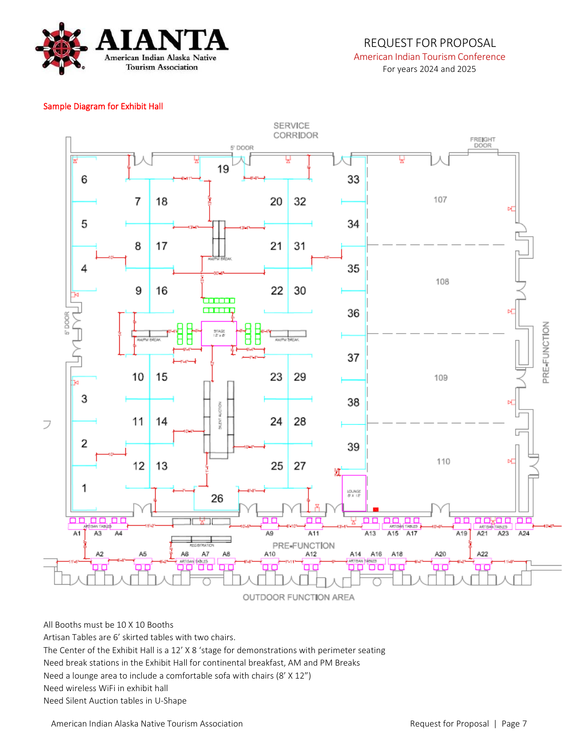REQUEST FOR PROPOSAL

American Indian Tourism Conference

For years 2024 and 2025

Sample Diagram for Exhibit Hall

SERVICE CORRIDOR

5' DOOR

FREIGHT DOOR

6 5 4 3 2 1

7 8 9 10 11 12

18 17 16 15 14 13

19

20 21 22 23 24 25

32 31 30 29 28 27

33 34 35 36 37 38 39

26

107 108 109 110

AM/PM BREAK

STAGE 12' x 8'

SILENT AUCTION

LOUNGE 8' X 12'

PRE-FUNCTION

ARTISAN TABLES

A1 A3 A4 A9 A11 A13 A15 A17 A19 A21 A23 A24

REGISTRATION

A2 A5 A6 A7 A8 A10 A12 A14 A16 A18 A20 A22

OUTDOOR FUNCTION AREA

All Booths must be 10 X 10 Booths

Artisan Tables are 6' skirted tables with two chairs.

The Center of the Exhibit Hall is a 12' X 8 'stage for demonstrations with perimeter seating

Need break stations in the Exhibit Hall for continental breakfast, AM and PM Breaks

Need a lounge area to include a comfortable sofa with chairs (8' X 12")

Need wireless WiFi in exhibit hall

Need Silent Auction tables in U-Shape